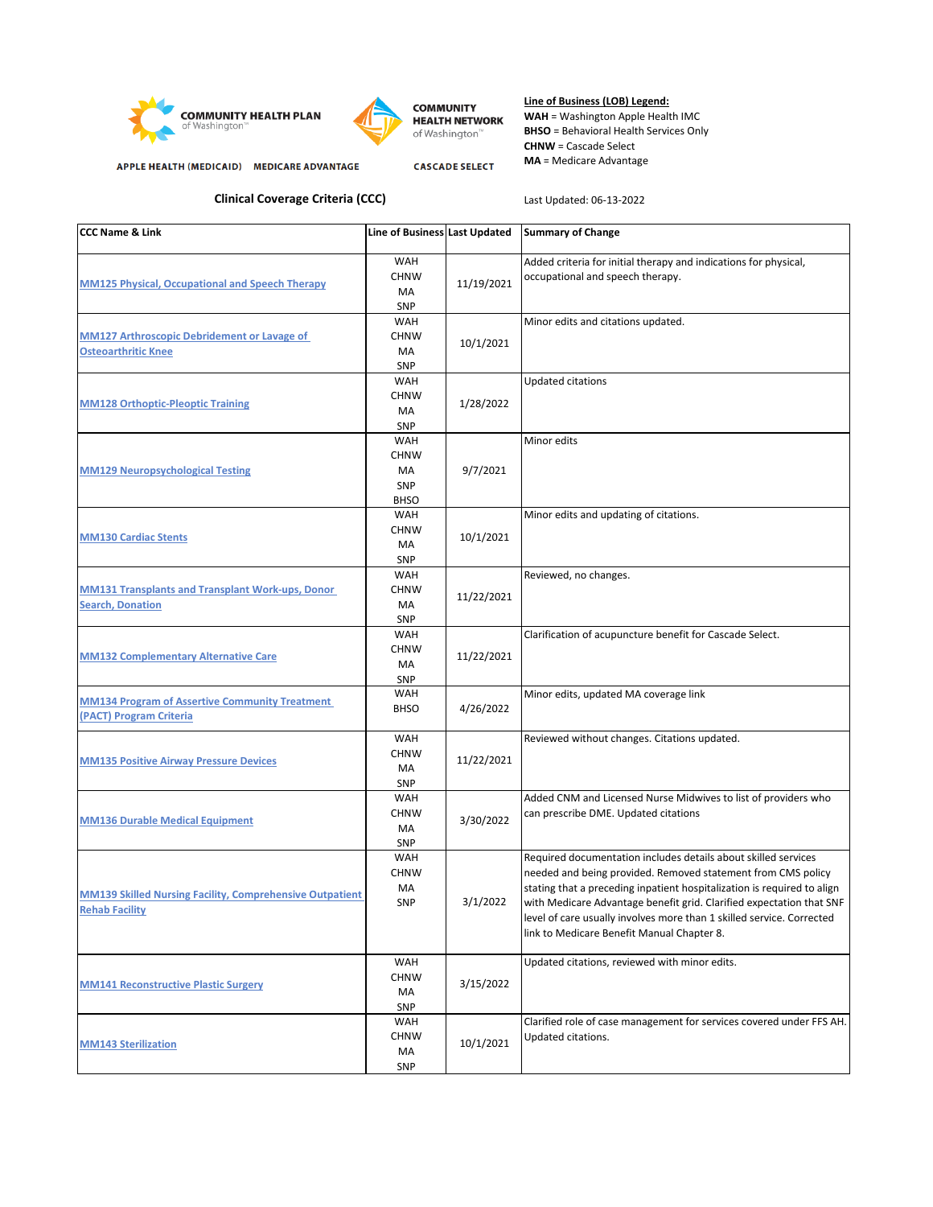COMMUNITY HEALTH PLAN of Washington™

APPLE HEALTH (MEDICAID) MEDICARE ADVANTAGE

COMMUNITY HEALTH NETWORK of Washington™

CASCADE SELECT

**Line of Business (LOB) Legend:**
**WAH** = Washington Apple Health IMC
**BHSO** = Behavioral Health Services Only
**CHNW** = Cascade Select
**MA** = Medicare Advantage

## Clinical Coverage Criteria (CCC)

Last Updated: 06-13-2022

| CCC Name & Link | Line of Business | Last Updated | Summary of Change |
|---|---|---|---|
| MM125 Physical, Occupational and Speech Therapy | WAH<br>CHNW<br>MA<br>SNP | 11/19/2021 | Added criteria for initial therapy and indications for physical, occupational and speech therapy. |
| MM127 Arthroscopic Debridement or Lavage of Osteoarthritic Knee | WAH<br>CHNW<br>MA<br>SNP | 10/1/2021 | Minor edits and citations updated. |
| MM128 Orthoptic-Pleoptic Training | WAH<br>CHNW<br>MA<br>SNP | 1/28/2022 | Updated citations |
| MM129 Neuropsychological Testing | WAH<br>CHNW<br>MA<br>SNP<br>BHSO | 9/7/2021 | Minor edits |
| MM130 Cardiac Stents | WAH<br>CHNW<br>MA<br>SNP | 10/1/2021 | Minor edits and updating of citations. |
| MM131 Transplants and Transplant Work-ups, Donor Search, Donation | WAH<br>CHNW<br>MA<br>SNP | 11/22/2021 | Reviewed, no changes. |
| MM132 Complementary Alternative Care | WAH<br>CHNW<br>MA<br>SNP | 11/22/2021 | Clarification of acupuncture benefit for Cascade Select. |
| MM134 Program of Assertive Community Treatment (PACT) Program Criteria | WAH<br>BHSO | 4/26/2022 | Minor edits, updated MA coverage link |
| MM135 Positive Airway Pressure Devices | WAH<br>CHNW<br>MA<br>SNP | 11/22/2021 | Reviewed without changes. Citations updated. |
| MM136 Durable Medical Equipment | WAH<br>CHNW<br>MA<br>SNP | 3/30/2022 | Added CNM and Licensed Nurse Midwives to list of providers who can prescribe DME. Updated citations |
| MM139 Skilled Nursing Facility, Comprehensive Outpatient Rehab Facility | WAH<br>CHNW<br>MA<br>SNP | 3/1/2022 | Required documentation includes details about skilled services needed and being provided. Removed statement from CMS policy stating that a preceding inpatient hospitalization is required to align with Medicare Advantage benefit grid. Clarified expectation that SNF level of care usually involves more than 1 skilled service. Corrected link to Medicare Benefit Manual Chapter 8. |
| MM141 Reconstructive Plastic Surgery | WAH<br>CHNW<br>MA<br>SNP | 3/15/2022 | Updated citations, reviewed with minor edits. |
| MM143 Sterilization | WAH<br>CHNW<br>MA<br>SNP | 10/1/2021 | Clarified role of case management for services covered under FFS AH. Updated citations. |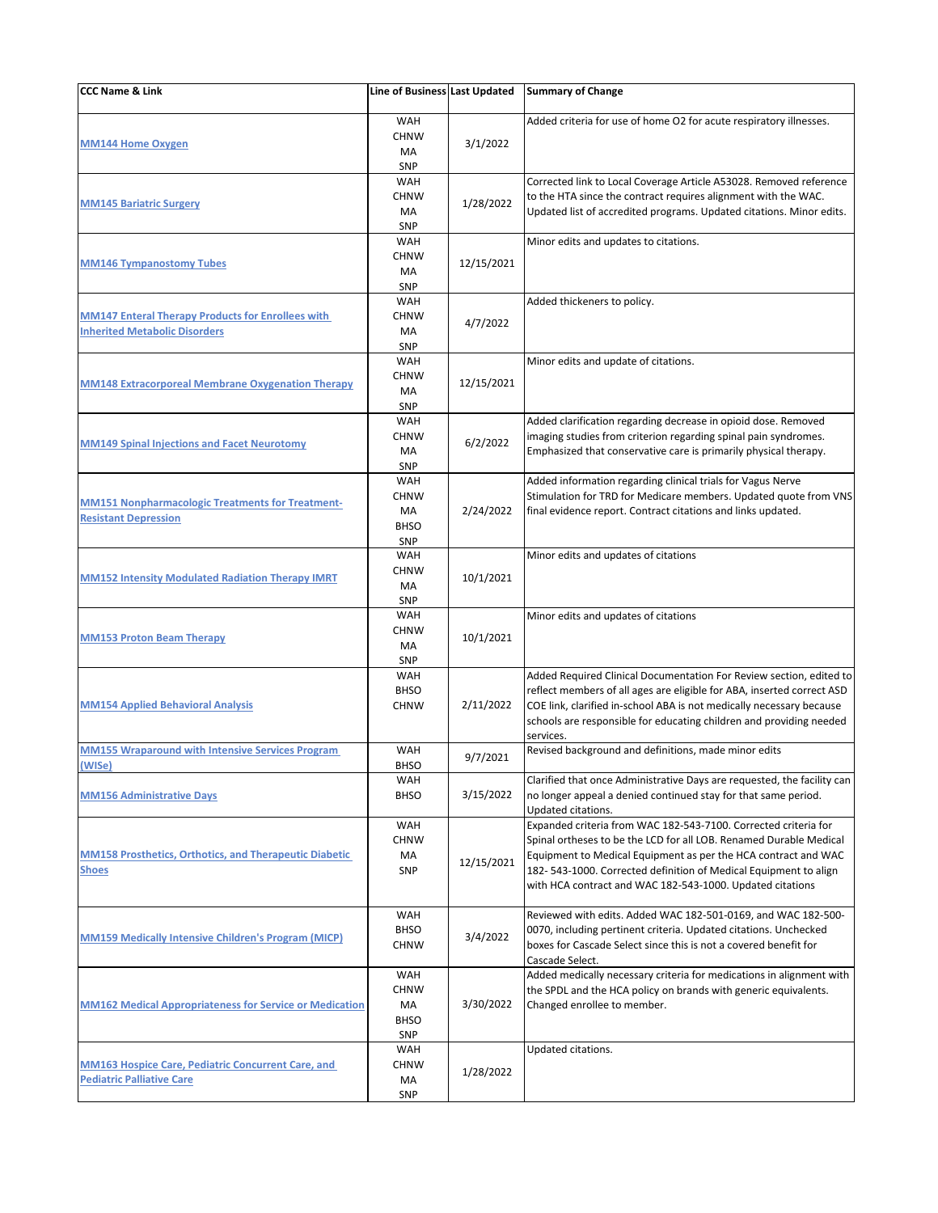| CCC Name & Link | Line of Business | Last Updated | Summary of Change |
|---|---|---|---|
| MM144 Home Oxygen | WAH<br>CHNW<br>MA<br>SNP | 3/1/2022 | Added criteria for use of home O2 for acute respiratory illnesses. |
| MM145 Bariatric Surgery | WAH<br>CHNW<br>MA<br>SNP | 1/28/2022 | Corrected link to Local Coverage Article A53028. Removed reference to the HTA since the contract requires alignment with the WAC. Updated list of accredited programs. Updated citations. Minor edits. |
| MM146 Tympanostomy Tubes | WAH<br>CHNW<br>MA<br>SNP | 12/15/2021 | Minor edits and updates to citations. |
| MM147 Enteral Therapy Products for Enrollees with Inherited Metabolic Disorders | WAH<br>CHNW<br>MA<br>SNP | 4/7/2022 | Added thickeners to policy. |
| MM148 Extracorporeal Membrane Oxygenation Therapy | WAH<br>CHNW<br>MA<br>SNP | 12/15/2021 | Minor edits and update of citations. |
| MM149 Spinal Injections and Facet Neurotomy | WAH<br>CHNW<br>MA<br>SNP | 6/2/2022 | Added clarification regarding decrease in opioid dose. Removed imaging studies from criterion regarding spinal pain syndromes. Emphasized that conservative care is primarily physical therapy. |
| MM151 Nonpharmacologic Treatments for Treatment-Resistant Depression | WAH<br>CHNW<br>MA<br>BHSO<br>SNP | 2/24/2022 | Added information regarding clinical trials for Vagus Nerve Stimulation for TRD for Medicare members. Updated quote from VNS final evidence report. Contract citations and links updated. |
| MM152 Intensity Modulated Radiation Therapy IMRT | WAH<br>CHNW<br>MA<br>SNP | 10/1/2021 | Minor edits and updates of citations |
| MM153 Proton Beam Therapy | WAH<br>CHNW<br>MA<br>SNP | 10/1/2021 | Minor edits and updates of citations |
| MM154 Applied Behavioral Analysis | WAH<br>BHSO<br>CHNW | 2/11/2022 | Added Required Clinical Documentation For Review section, edited to reflect members of all ages are eligible for ABA, inserted correct ASD COE link, clarified in-school ABA is not medically necessary because schools are responsible for educating children and providing needed services. |
| MM155 Wraparound with Intensive Services Program (WISe) | WAH<br>BHSO | 9/7/2021 | Revised background and definitions, made minor edits |
| MM156 Administrative Days | WAH<br>BHSO | 3/15/2022 | Clarified that once Administrative Days are requested, the facility can no longer appeal a denied continued stay for that same period. Updated citations. |
| MM158 Prosthetics, Orthotics, and Therapeutic Diabetic Shoes | WAH<br>CHNW<br>MA<br>SNP | 12/15/2021 | Expanded criteria from WAC 182-543-7100. Corrected criteria for Spinal ortheses to be the LCD for all LOB. Renamed Durable Medical Equipment to Medical Equipment as per the HCA contract and WAC 182- 543-1000. Corrected definition of Medical Equipment to align with HCA contract and WAC 182-543-1000. Updated citations |
| MM159 Medically Intensive Children's Program (MICP) | WAH<br>BHSO<br>CHNW | 3/4/2022 | Reviewed with edits. Added WAC 182-501-0169, and WAC 182-500-0070, including pertinent criteria. Updated citations. Unchecked boxes for Cascade Select since this is not a covered benefit for Cascade Select. |
| MM162 Medical Appropriateness for Service or Medication | WAH<br>CHNW<br>MA<br>BHSO<br>SNP | 3/30/2022 | Added medically necessary criteria for medications in alignment with the SPDL and the HCA policy on brands with generic equivalents. Changed enrollee to member. |
| MM163 Hospice Care, Pediatric Concurrent Care, and Pediatric Palliative Care | WAH<br>CHNW<br>MA<br>SNP | 1/28/2022 | Updated citations. |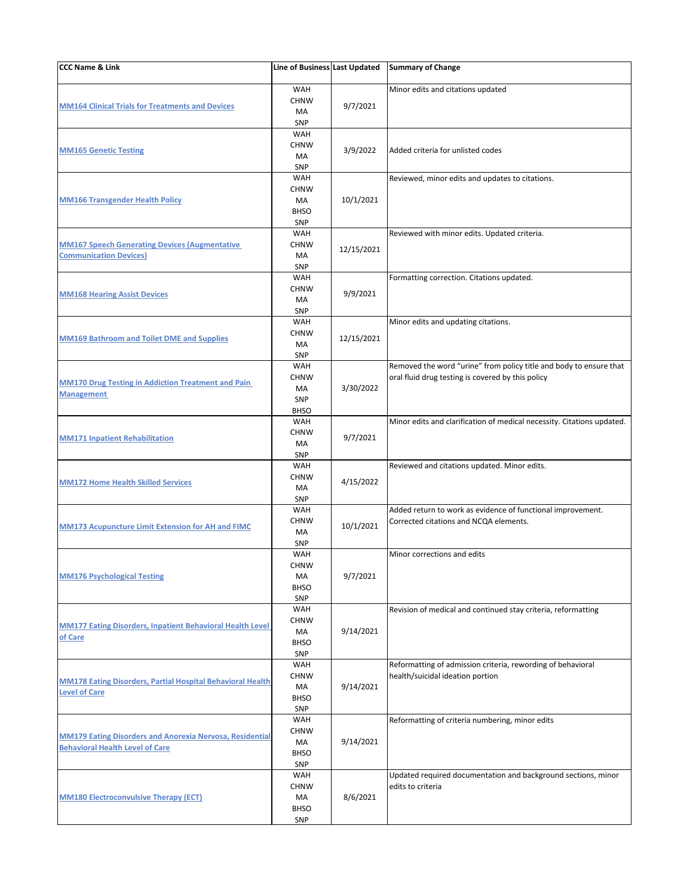| CCC Name & Link | Line of Business | Last Updated | Summary of Change |
|---|---|---|---|
| MM164 Clinical Trials for Treatments and Devices | WAH<br>CHNW<br>MA<br>SNP | 9/7/2021 | Minor edits and citations updated |
| MM165 Genetic Testing | WAH<br>CHNW<br>MA<br>SNP | 3/9/2022 | Added criteria for unlisted codes |
| MM166 Transgender Health Policy | WAH<br>CHNW<br>MA<br>BHSO<br>SNP | 10/1/2021 | Reviewed, minor edits and updates to citations. |
| MM167 Speech Generating Devices (Augmentative Communication Devices) | WAH<br>CHNW<br>MA<br>SNP | 12/15/2021 | Reviewed with minor edits. Updated criteria. |
| MM168 Hearing Assist Devices | WAH<br>CHNW<br>MA<br>SNP | 9/9/2021 | Formatting correction. Citations updated. |
| MM169 Bathroom and Toilet DME and Supplies | WAH<br>CHNW<br>MA<br>SNP | 12/15/2021 | Minor edits and updating citations. |
| MM170 Drug Testing in Addiction Treatment and Pain Management | WAH<br>CHNW<br>MA<br>SNP<br>BHSO | 3/30/2022 | Removed the word "urine" from policy title and body to ensure that oral fluid drug testing is covered by this policy |
| MM171 Inpatient Rehabilitation | WAH<br>CHNW<br>MA<br>SNP | 9/7/2021 | Minor edits and clarification of medical necessity. Citations updated. |
| MM172 Home Health Skilled Services | WAH<br>CHNW<br>MA<br>SNP | 4/15/2022 | Reviewed and citations updated. Minor edits. |
| MM173 Acupuncture Limit Extension for AH and FIMC | WAH<br>CHNW<br>MA<br>SNP | 10/1/2021 | Added return to work as evidence of functional improvement. Corrected citations and NCQA elements. |
| MM176 Psychological Testing | WAH<br>CHNW<br>MA<br>BHSO<br>SNP | 9/7/2021 | Minor corrections and edits |
| MM177 Eating Disorders, Inpatient Behavioral Health Level of Care | WAH<br>CHNW<br>MA<br>BHSO<br>SNP | 9/14/2021 | Revision of medical and continued stay criteria, reformatting |
| MM178 Eating Disorders, Partial Hospital Behavioral Health Level of Care | WAH<br>CHNW<br>MA<br>BHSO<br>SNP | 9/14/2021 | Reformatting of admission criteria, rewording of behavioral health/suicidal ideation portion |
| MM179 Eating Disorders and Anorexia Nervosa, Residential Behavioral Health Level of Care | WAH<br>CHNW<br>MA<br>BHSO<br>SNP | 9/14/2021 | Reformatting of criteria numbering, minor edits |
| MM180 Electroconvulsive Therapy (ECT) | WAH<br>CHNW<br>MA<br>BHSO<br>SNP | 8/6/2021 | Updated required documentation and background sections, minor edits to criteria |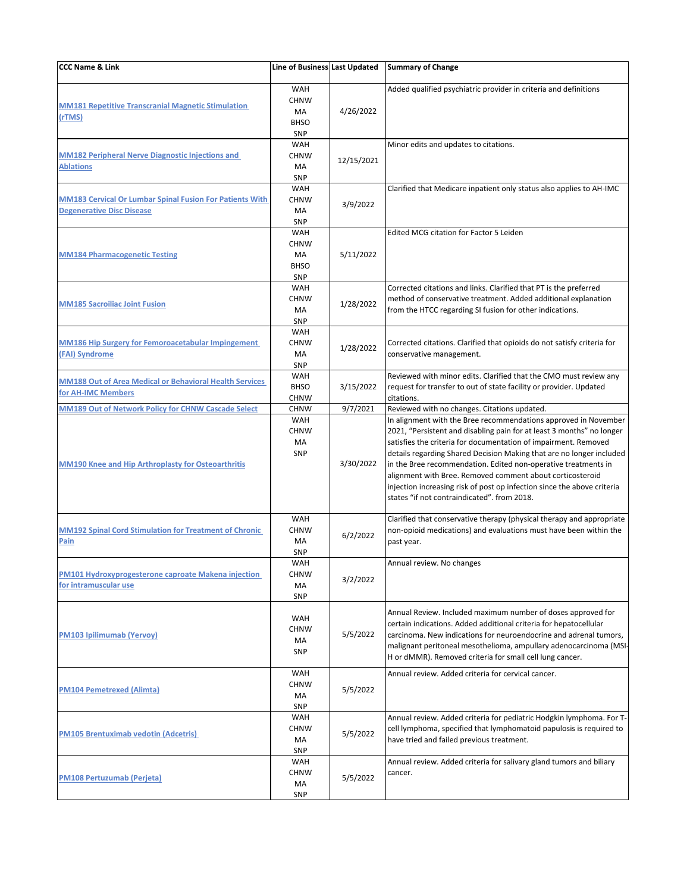| CCC Name & Link | Line of Business | Last Updated | Summary of Change |
| --- | --- | --- | --- |
| MM181 Repetitive Transcranial Magnetic Stimulation (rTMS) | WAH<br>CHNW<br>MA<br>BHSO<br>SNP | 4/26/2022 | Added qualified psychiatric provider in criteria and definitions |
| MM182 Peripheral Nerve Diagnostic Injections and Ablations | WAH<br>CHNW<br>MA<br>SNP | 12/15/2021 | Minor edits and updates to citations. |
| MM183 Cervical Or Lumbar Spinal Fusion For Patients With Degenerative Disc Disease | WAH<br>CHNW<br>MA<br>SNP | 3/9/2022 | Clarified that Medicare inpatient only status also applies to AH-IMC |
| MM184 Pharmacogenetic Testing | WAH<br>CHNW<br>MA<br>BHSO<br>SNP | 5/11/2022 | Edited MCG citation for Factor 5 Leiden |
| MM185 Sacroiliac Joint Fusion | WAH<br>CHNW<br>MA<br>SNP | 1/28/2022 | Corrected citations and links. Clarified that PT is the preferred method of conservative treatment. Added additional explanation from the HTCC regarding SI fusion for other indications. |
| MM186 Hip Surgery for Femoroacetabular Impingement (FAI) Syndrome | WAH<br>CHNW<br>MA<br>SNP | 1/28/2022 | Corrected citations. Clarified that opioids do not satisfy criteria for conservative management. |
| MM188 Out of Area Medical or Behavioral Health Services for AH-IMC Members | WAH<br>BHSO<br>CHNW | 3/15/2022 | Reviewed with minor edits. Clarified that the CMO must review any request for transfer to out of state facility or provider. Updated citations. |
| MM189 Out of Network Policy for CHNW Cascade Select | CHNW | 9/7/2021 | Reviewed with no changes. Citations updated. |
| MM190 Knee and Hip Arthroplasty for Osteoarthritis | WAH<br>CHNW<br>MA<br>SNP | 3/30/2022 | In alignment with the Bree recommendations approved in November 2021, "Persistent and disabling pain for at least 3 months" no longer satisfies the criteria for documentation of impairment. Removed details regarding Shared Decision Making that are no longer included in the Bree recommendation. Edited non-operative treatments in alignment with Bree. Removed comment about corticosteroid injection increasing risk of post op infection since the above criteria states "if not contraindicated". from 2018. |
| MM192 Spinal Cord Stimulation for Treatment of Chronic Pain | WAH<br>CHNW<br>MA<br>SNP | 6/2/2022 | Clarified that conservative therapy (physical therapy and appropriate non-opioid medications) and evaluations must have been within the past year. |
| PM101 Hydroxyprogesterone caproate Makena injection for intramuscular use | WAH<br>CHNW<br>MA<br>SNP | 3/2/2022 | Annual review. No changes |
| PM103 Ipilimumab (Yervoy) | WAH<br>CHNW<br>MA<br>SNP | 5/5/2022 | Annual Review. Included maximum number of doses approved for certain indications. Added additional criteria for hepatocellular carcinoma. New indications for neuroendocrine and adrenal tumors, malignant peritoneal mesothelioma, ampullary adenocarcinoma (MSI-H or dMMR). Removed criteria for small cell lung cancer. |
| PM104 Pemetrexed (Alimta) | WAH<br>CHNW<br>MA<br>SNP | 5/5/2022 | Annual review. Added criteria for cervical cancer. |
| PM105 Brentuximab vedotin (Adcetris) | WAH<br>CHNW<br>MA<br>SNP | 5/5/2022 | Annual review. Added criteria for pediatric Hodgkin lymphoma. For T-cell lymphoma, specified that lymphomatoid papulosis is required to have tried and failed previous treatment. |
| PM108 Pertuzumab (Perjeta) | WAH<br>CHNW<br>MA<br>SNP | 5/5/2022 | Annual review. Added criteria for salivary gland tumors and biliary cancer. |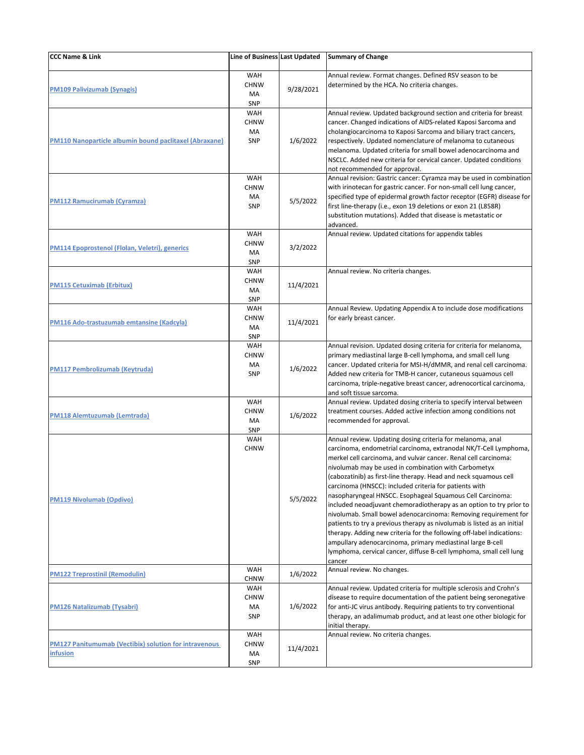| CCC Name & Link | Line of Business | Last Updated | Summary of Change |
|---|---|---|---|
| PM109 Palivizumab (Synagis) | WAH CHNW MA SNP | 9/28/2021 | Annual review. Format changes. Defined RSV season to be determined by the HCA. No criteria changes. |
| PM110 Nanoparticle albumin bound paclitaxel (Abraxane) | WAH CHNW MA SNP | 1/6/2022 | Annual review. Updated background section and criteria for breast cancer. Changed indications of AIDS-related Kaposi Sarcoma and cholangiocarcinoma to Kaposi Sarcoma and biliary tract cancers, respectively. Updated nomenclature of melanoma to cutaneous melanoma. Updated criteria for small bowel adenocarcinoma and NSCLC. Added new criteria for cervical cancer. Updated conditions not recommended for approval. |
| PM112 Ramucirumab (Cyramza) | WAH CHNW MA SNP | 5/5/2022 | Annual revision: Gastric cancer: Cyramza may be used in combination with irinotecan for gastric cancer. For non-small cell lung cancer, specified type of epidermal growth factor receptor (EGFR) disease for first line-therapy (i.e., exon 19 deletions or exon 21 (L858R) substitution mutations). Added that disease is metastatic or advanced. |
| PM114 Epoprostenol (Flolan, Veletri), generics | WAH CHNW MA SNP | 3/2/2022 | Annual review. Updated citations for appendix tables |
| PM115 Cetuximab (Erbitux) | WAH CHNW MA SNP | 11/4/2021 | Annual review. No criteria changes. |
| PM116 Ado-trastuzumab emtansine (Kadcyla) | WAH CHNW MA SNP | 11/4/2021 | Annual Review. Updating Appendix A to include dose modifications for early breast cancer. |
| PM117 Pembrolizumab (Keytruda) | WAH CHNW MA SNP | 1/6/2022 | Annual revision. Updated dosing criteria for criteria for melanoma, primary mediastinal large B-cell lymphoma, and small cell lung cancer. Updated criteria for MSI-H/dMMR, and renal cell carcinoma. Added new criteria for TMB-H cancer, cutaneous squamous cell carcinoma, triple-negative breast cancer, adrenocortical carcinoma, and soft tissue sarcoma. |
| PM118 Alemtuzumab (Lemtrada) | WAH CHNW MA SNP | 1/6/2022 | Annual review. Updated dosing criteria to specify interval between treatment courses. Added active infection among conditions not recommended for approval. |
| PM119 Nivolumab (Opdivo) | WAH CHNW | 5/5/2022 | Annual review. Updating dosing criteria for melanoma, anal carcinoma, endometrial carcinoma, extranodal NK/T-Cell Lymphoma, merkel cell carcinoma, and vulvar cancer. Renal cell carcinoma: nivolumab may be used in combination with Carbometyx (cabozatinib) as first-line therapy. Head and neck squamous cell carcinoma (HNSCC): included criteria for patients with nasopharyngeal HNSCC. Esophageal Squamous Cell Carcinoma: included neoadjuvant chemoradiotherapy as an option to try prior to nivolumab. Small bowel adenocarcinoma: Removing requirement for patients to try a previous therapy as nivolumab is listed as an initial therapy. Adding new criteria for the following off-label indications: ampullary adenocarcinoma, primary mediastinal large B-cell lymphoma, cervical cancer, diffuse B-cell lymphoma, small cell lung cancer |
| PM122 Treprostinil (Remodulin) | WAH CHNW | 1/6/2022 | Annual review. No changes. |
| PM126 Natalizumab (Tysabri) | WAH CHNW MA SNP | 1/6/2022 | Annual review. Updated criteria for multiple sclerosis and Crohn's disease to require documentation of the patient being seronegative for anti-JC virus antibody. Requiring patients to try conventional therapy, an adalimumab product, and at least one other biologic for initial therapy. |
| PM127 Panitumumab (Vectibix) solution for intravenous infusion | WAH CHNW MA SNP | 11/4/2021 | Annual review. No criteria changes. |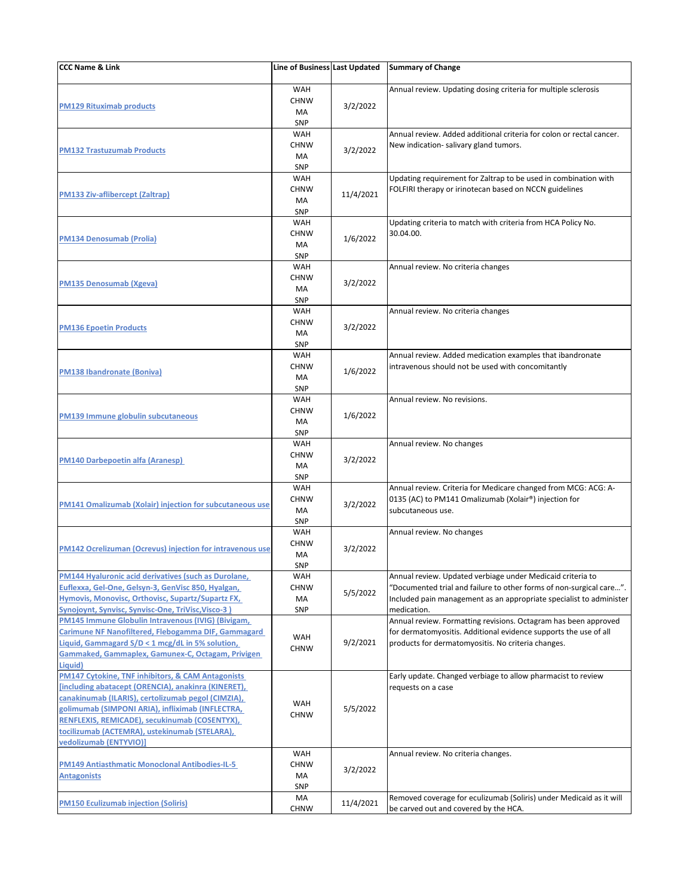| CCC Name & Link | Line of Business | Last Updated | Summary of Change |
|---|---|---|---|
| PM129 Rituximab products | WAH<br>CHNW<br>MA<br>SNP | 3/2/2022 | Annual review. Updating dosing criteria for multiple sclerosis |
| PM132 Trastuzumab Products | WAH<br>CHNW<br>MA<br>SNP | 3/2/2022 | Annual review. Added additional criteria for colon or rectal cancer. New indication- salivary gland tumors. |
| PM133 Ziv-aflibercept (Zaltrap) | WAH<br>CHNW<br>MA<br>SNP | 11/4/2021 | Updating requirement for Zaltrap to be used in combination with FOLFIRI therapy or irinotecan based on NCCN guidelines |
| PM134 Denosumab (Prolia) | WAH<br>CHNW<br>MA<br>SNP | 1/6/2022 | Updating criteria to match with criteria from HCA Policy No. 30.04.00. |
| PM135 Denosumab (Xgeva) | WAH<br>CHNW<br>MA<br>SNP | 3/2/2022 | Annual review. No criteria changes |
| PM136 Epoetin Products | WAH<br>CHNW<br>MA<br>SNP | 3/2/2022 | Annual review. No criteria changes |
| PM138 Ibandronate (Boniva) | WAH<br>CHNW<br>MA<br>SNP | 1/6/2022 | Annual review. Added medication examples that ibandronate intravenous should not be used with concomitantly |
| PM139 Immune globulin subcutaneous | WAH<br>CHNW<br>MA<br>SNP | 1/6/2022 | Annual review. No revisions. |
| PM140 Darbepoetin alfa (Aranesp) | WAH<br>CHNW<br>MA<br>SNP | 3/2/2022 | Annual review. No changes |
| PM141 Omalizumab (Xolair) injection for subcutaneous use | WAH<br>CHNW<br>MA<br>SNP | 3/2/2022 | Annual review. Criteria for Medicare changed from MCG: ACG: A-0135 (AC) to PM141 Omalizumab (Xolair®) injection for subcutaneous use. |
| PM142 Ocrelizuman (Ocrevus) injection for intravenous use | WAH<br>CHNW<br>MA<br>SNP | 3/2/2022 | Annual review. No changes |
| PM144 Hyaluronic acid derivatives (such as Durolane, Euflexxa, Gel-One, Gelsyn-3, GenVisc 850, Hyalgan, Hymovis, Monovisc, Orthovisc, Supartz/Supartz FX, Synojoynt, Synvisc, Synvisc-One, TriVisc,Visco-3 ) | WAH<br>CHNW<br>MA<br>SNP | 5/5/2022 | Annual review. Updated verbiage under Medicaid criteria to "Documented trial and failure to other forms of non-surgical care…". Included pain management as an appropriate specialist to administer medication. |
| PM145 Immune Globulin Intravenous (IVIG) (Bivigam, Carimune NF Nanofiltered, Flebogamma DIF, Gammagard Liquid, Gammagard S/D < 1 mcg/dL in 5% solution, Gammaked, Gammaplex, Gamunex-C, Octagam, Privigen Liquid) | WAH<br>CHNW | 9/2/2021 | Annual review. Formatting revisions. Octagram has been approved for dermatomyositis. Additional evidence supports the use of all products for dermatomyositis. No criteria changes. |
| PM147 Cytokine, TNF inhibitors, & CAM Antagonists [including abatacept (ORENCIA), anakinra (KINERET), canakinumab (ILARIS), certolizumab pegol (CIMZIA), golimumab (SIMPONI ARIA), infliximab (INFLECTRA, RENFLEXIS, REMICADE), secukinumab (COSENTYX), tocilizumab (ACTEMRA), ustekinumab (STELARA), vedolizumab (ENTYVIO)] | WAH<br>CHNW | 5/5/2022 | Early update. Changed verbiage to allow pharmacist to review requests on a case |
| PM149 Antiasthmatic Monoclonal Antibodies-IL-5 Antagonists | WAH<br>CHNW<br>MA<br>SNP | 3/2/2022 | Annual review. No criteria changes. |
| PM150 Eculizumab injection (Soliris) | MA<br>CHNW | 11/4/2021 | Removed coverage for eculizumab (Soliris) under Medicaid as it will be carved out and covered by the HCA. |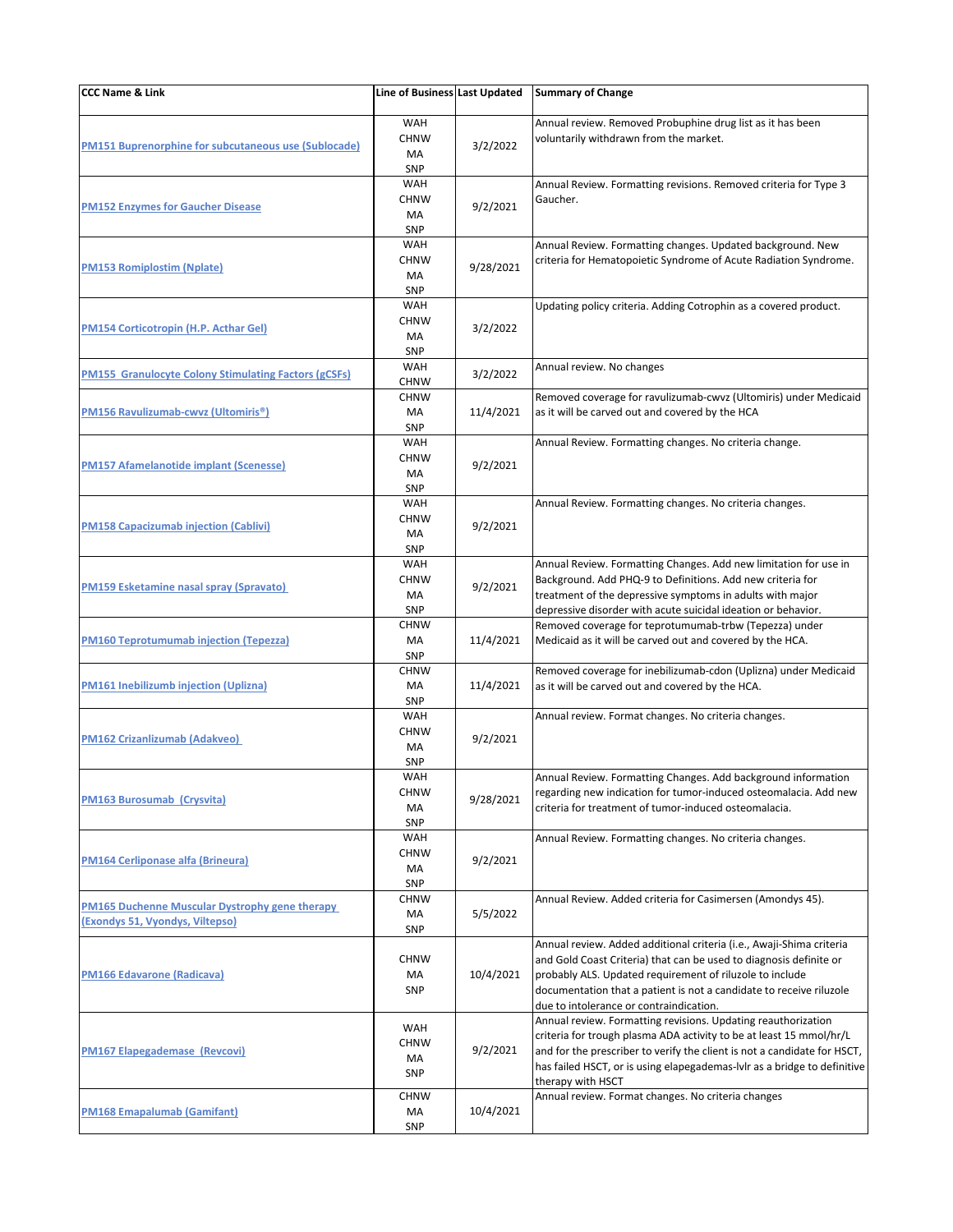| CCC Name & Link | Line of Business | Last Updated | Summary of Change |
|---|---|---|---|
| PM151 Buprenorphine for subcutaneous use (Sublocade) | WAH<br>CHNW<br>MA<br>SNP | 3/2/2022 | Annual review. Removed Probuphine drug list as it has been voluntarily withdrawn from the market. |
| PM152 Enzymes for Gaucher Disease | WAH<br>CHNW<br>MA<br>SNP | 9/2/2021 | Annual Review. Formatting revisions. Removed criteria for Type 3 Gaucher. |
| PM153 Romiplostim (Nplate) | WAH<br>CHNW<br>MA<br>SNP | 9/28/2021 | Annual Review. Formatting changes. Updated background. New criteria for Hematopoeitic Syndrome of Acute Radiation Syndrome. |
| PM154 Corticotropin (H.P. Acthar Gel) | WAH<br>CHNW<br>MA<br>SNP | 3/2/2022 | Updating policy criteria. Adding Cotrophin as a covered product. |
| PM155 Granulocyte Colony Stimulating Factors (gCSFs) | WAH<br>CHNW | 3/2/2022 | Annual review. No changes |
| PM156 Ravulizumab-cwvz (Ultomiris®) | CHNW<br>MA<br>SNP | 11/4/2021 | Removed coverage for ravulizumab-cwvz (Ultomiris) under Medicaid as it will be carved out and covered by the HCA |
| PM157 Afamelanotide implant (Scenesse) | WAH<br>CHNW<br>MA<br>SNP | 9/2/2021 | Annual Review. Formatting changes. No criteria change. |
| PM158 Capacizumab injection (Cablivi) | WAH<br>CHNW<br>MA<br>SNP | 9/2/2021 | Annual Review. Formatting changes. No criteria changes. |
| PM159 Esketamine nasal spray (Spravato) | WAH<br>CHNW<br>MA<br>SNP | 9/2/2021 | Annual Review. Formatting Changes. Add new limitation for use in Background. Add PHQ-9 to Definitions. Add new criteria for treatment of the depressive symptoms in adults with major depressive disorder with acute suicidal ideation or behavior. |
| PM160 Teprotumumab injection (Tepezza) | CHNW<br>MA<br>SNP | 11/4/2021 | Removed coverage for teprotumumab-trbw (Tepezza) under Medicaid as it will be carved out and covered by the HCA. |
| PM161 Inebilizumb injection (Uplizna) | CHNW<br>MA<br>SNP | 11/4/2021 | Removed coverage for inebilizumab-cdon (Uplizna) under Medicaid as it will be carved out and covered by the HCA. |
| PM162 Crizanlizumab (Adakveo) | WAH<br>CHNW<br>MA<br>SNP | 9/2/2021 | Annual review. Format changes. No criteria changes. |
| PM163 Burosumab (Crysvita) | WAH<br>CHNW<br>MA<br>SNP | 9/28/2021 | Annual Review. Formatting Changes. Add background information regarding new indication for tumor-induced osteomalacia. Add new criteria for treatment of tumor-induced osteomalacia. |
| PM164 Cerliponase alfa (Brineura) | WAH<br>CHNW<br>MA<br>SNP | 9/2/2021 | Annual Review. Formatting changes. No criteria changes. |
| PM165 Duchenne Muscular Dystrophy gene therapy (Exondys 51, Vyondys, Viltepso) | CHNW<br>MA<br>SNP | 5/5/2022 | Annual Review. Added criteria for Casimersen (Amondys 45). |
| PM166 Edavarone (Radicava) | CHNW<br>MA<br>SNP | 10/4/2021 | Annual review. Added additional criteria (i.e., Awaji-Shima criteria and Gold Coast Criteria) that can be used to diagnosis definite or probably ALS. Updated requirement of riluzole to include documentation that a patient is not a candidate to receive riluzole due to intolerance or contraindication. |
| PM167 Elapegademase (Revcovi) | WAH<br>CHNW<br>MA<br>SNP | 9/2/2021 | Annual review. Formatting revisions. Updating reauthorization criteria for trough plasma ADA activity to be at least 15 mmol/hr/L and for the prescriber to verify the client is not a candidate for HSCT, has failed HSCT, or is using elapegademas-lvlr as a bridge to definitive therapy with HSCT |
| PM168 Emapalumab (Gamifant) | CHNW<br>MA<br>SNP | 10/4/2021 | Annual review. Format changes. No criteria changes |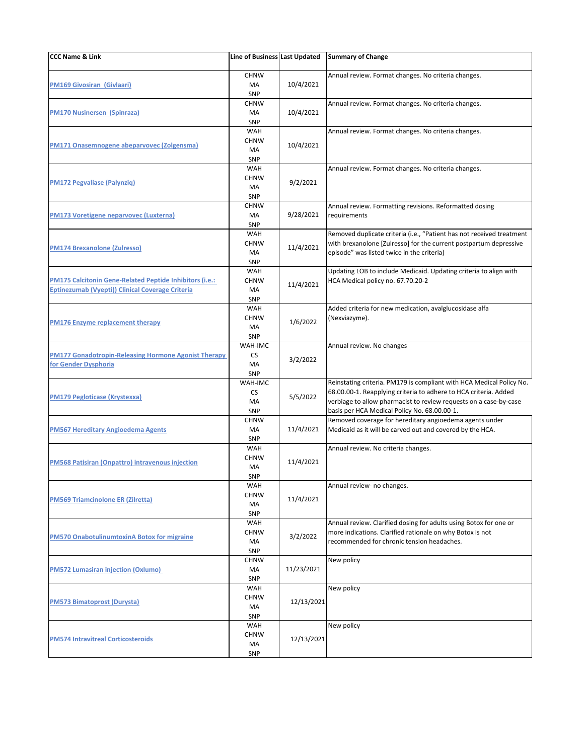| CCC Name & Link | Line of Business | Last Updated | Summary of Change |
|---|---|---|---|
| PM169 Givosiran (Givlaari) | CHNW<br>MA<br>SNP | 10/4/2021 | Annual review. Format changes. No criteria changes. |
| PM170 Nusinersen (Spinraza) | CHNW<br>MA<br>SNP | 10/4/2021 | Annual review. Format changes. No criteria changes. |
| PM171 Onasemnogene abeparvovec (Zolgensma) | WAH<br>CHNW<br>MA<br>SNP | 10/4/2021 | Annual review. Format changes. No criteria changes. |
| PM172 Pegvaliase (Palynziq) | WAH<br>CHNW<br>MA<br>SNP | 9/2/2021 | Annual review. Format changes. No criteria changes. |
| PM173 Voretigene neparvovec (Luxterna) | CHNW<br>MA<br>SNP | 9/28/2021 | Annual review. Formatting revisions. Reformatted dosing requirements |
| PM174 Brexanolone (Zulresso) | WAH<br>CHNW<br>MA<br>SNP | 11/4/2021 | Removed duplicate criteria (i.e., "Patient has not received treatment with brexanolone [Zulresso] for the current postpartum depressive episode" was listed twice in the criteria) |
| PM175 Calcitonin Gene-Related Peptide Inhibitors (i.e.: Eptinezumab (Vyepti)) Clinical Coverage Criteria | WAH<br>CHNW<br>MA<br>SNP | 11/4/2021 | Updating LOB to include Medicaid. Updating criteria to align with HCA Medical policy no. 67.70.20-2 |
| PM176 Enzyme replacement therapy | WAH<br>CHNW<br>MA<br>SNP | 1/6/2022 | Added criteria for new medication, avalglucosidase alfa (Nexviazyme). |
| PM177 Gonadotropin-Releasing Hormone Agonist Therapy for Gender Dysphoria | WAH-IMC<br>CS<br>MA<br>SNP | 3/2/2022 | Annual review. No changes |
| PM179 Pegloticase (Krystexxa) | WAH-IMC<br>CS<br>MA<br>SNP | 5/5/2022 | Reinstating criteria. PM179 is compliant with HCA Medical Policy No. 68.00.00-1. Reapplying criteria to adhere to HCA criteria. Added verbiage to allow pharmacist to review requests on a case-by-case basis per HCA Medical Policy No. 68.00.00-1. |
| PM567 Hereditary Angioedema Agents | CHNW<br>MA<br>SNP | 11/4/2021 | Removed coverage for hereditary angioedema agents under Medicaid as it will be carved out and covered by the HCA. |
| PM568 Patisiran (Onpattro) intravenous injection | WAH<br>CHNW<br>MA<br>SNP | 11/4/2021 | Annual review. No criteria changes. |
| PM569 Triamcinolone ER (Zilretta) | WAH<br>CHNW<br>MA<br>SNP | 11/4/2021 | Annual review- no changes. |
| PM570 OnabotulinumtoxinA Botox for migraine | WAH<br>CHNW<br>MA<br>SNP | 3/2/2022 | Annual review. Clarified dosing for adults using Botox for one or more indications. Clarified rationale on why Botox is not recommended for chronic tension headaches. |
| PM572 Lumasiran injection (Oxlumo) | CHNW<br>MA<br>SNP | 11/23/2021 | New policy |
| PM573 Bimatoprost (Durysta) | WAH<br>CHNW<br>MA<br>SNP | 12/13/2021 | New policy |
| PM574 Intravitreal Corticosteroids | WAH<br>CHNW<br>MA<br>SNP | 12/13/2021 | New policy |